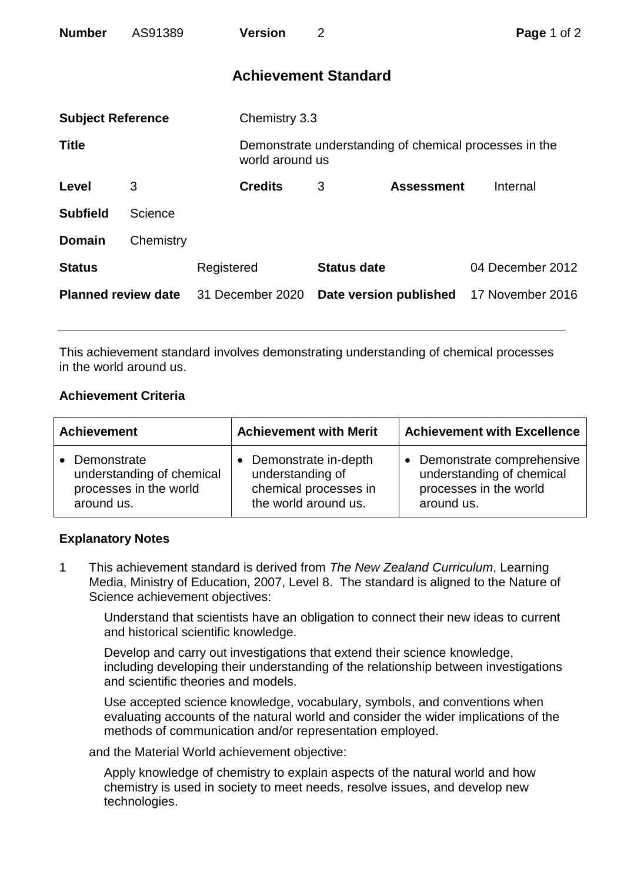| **Number** | AS91389 | **Version** | 2 |
|---|---|---|---|

# Achievement Standard

| | | | |
|---|---|---|---|
| **Subject Reference** | Chemistry 3.3 | | |
| **Title** | Demonstrate understanding of chemical processes in the world around us | | |
| **Level** | 3 | **Credits** | 3 |
| **Assessment** | Internal | | |
| **Subfield** | Science | | |
| **Domain** | Chemistry | | |
| **Status** | Registered | **Status date** | 04 December 2012 |
| **Planned review date** | 31 December 2020 | **Date version published** | 17 November 2016 |

This achievement standard involves demonstrating understanding of chemical processes in the world around us.

## Achievement Criteria

| Achievement | Achievement with Merit | Achievement with Excellence |
|---|---|---|
| • Demonstrate understanding of chemical processes in the world around us. | • Demonstrate in-depth understanding of chemical processes in the world around us. | • Demonstrate comprehensive understanding of chemical processes in the world around us. |

## Explanatory Notes

1 This achievement standard is derived from *The New Zealand Curriculum*, Learning Media, Ministry of Education, 2007, Level 8. The standard is aligned to the Nature of Science achievement objectives:

Understand that scientists have an obligation to connect their new ideas to current and historical scientific knowledge.

Develop and carry out investigations that extend their science knowledge, including developing their understanding of the relationship between investigations and scientific theories and models.

Use accepted science knowledge, vocabulary, symbols, and conventions when evaluating accounts of the natural world and consider the wider implications of the methods of communication and/or representation employed.

and the Material World achievement objective:

Apply knowledge of chemistry to explain aspects of the natural world and how chemistry is used in society to meet needs, resolve issues, and develop new technologies.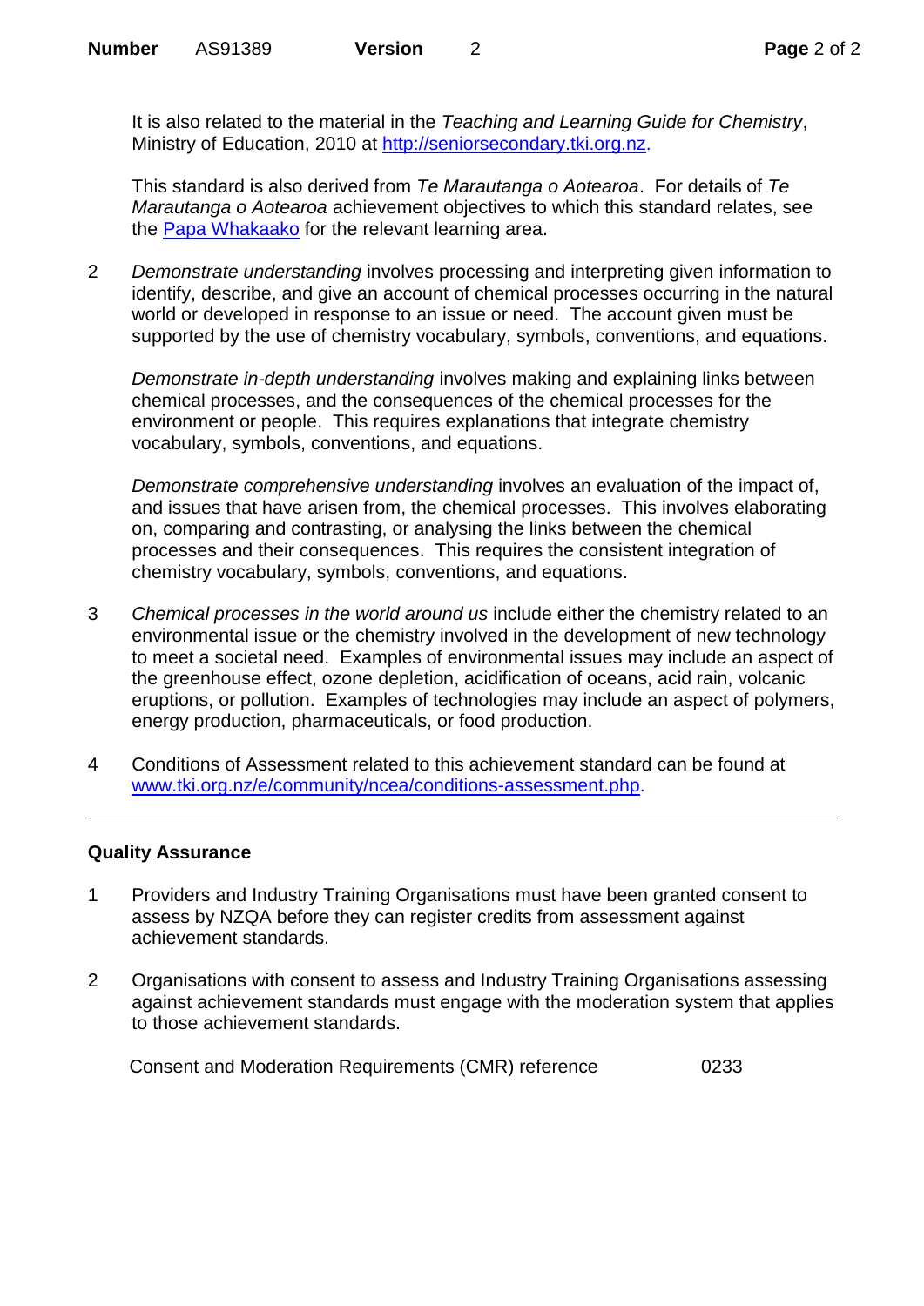It is also related to the material in the *Teaching and Learning Guide for Chemistry*, Ministry of Education, 2010 at [http://seniorsecondary.tki.org.nz](http://seniorsecondary.tki.org.nz).

This standard is also derived from *Te Marautanga o Aotearoa*. For details of *Te Marautanga o Aotearoa* achievement objectives to which this standard relates, see the [Papa Whakaako](#) for the relevant learning area.

2 *Demonstrate understanding* involves processing and interpreting given information to identify, describe, and give an account of chemical processes occurring in the natural world or developed in response to an issue or need. The account given must be supported by the use of chemistry vocabulary, symbols, conventions, and equations.

   *Demonstrate in-depth understanding* involves making and explaining links between chemical processes, and the consequences of the chemical processes for the environment or people. This requires explanations that integrate chemistry vocabulary, symbols, conventions, and equations.

   *Demonstrate comprehensive understanding* involves an evaluation of the impact of, and issues that have arisen from, the chemical processes. This involves elaborating on, comparing and contrasting, or analysing the links between the chemical processes and their consequences. This requires the consistent integration of chemistry vocabulary, symbols, conventions, and equations.

3 *Chemical processes in the world around us* include either the chemistry related to an environmental issue or the chemistry involved in the development of new technology to meet a societal need. Examples of environmental issues may include an aspect of the greenhouse effect, ozone depletion, acidification of oceans, acid rain, volcanic eruptions, or pollution. Examples of technologies may include an aspect of polymers, energy production, pharmaceuticals, or food production.

4 Conditions of Assessment related to this achievement standard can be found at [www.tki.org.nz/e/community/ncea/conditions-assessment.php](www.tki.org.nz/e/community/ncea/conditions-assessment.php).

---

## Quality Assurance

1 Providers and Industry Training Organisations must have been granted consent to assess by NZQA before they can register credits from assessment against achievement standards.

2 Organisations with consent to assess and Industry Training Organisations assessing against achievement standards must engage with the moderation system that applies to those achievement standards.

Consent and Moderation Requirements (CMR) reference 0233